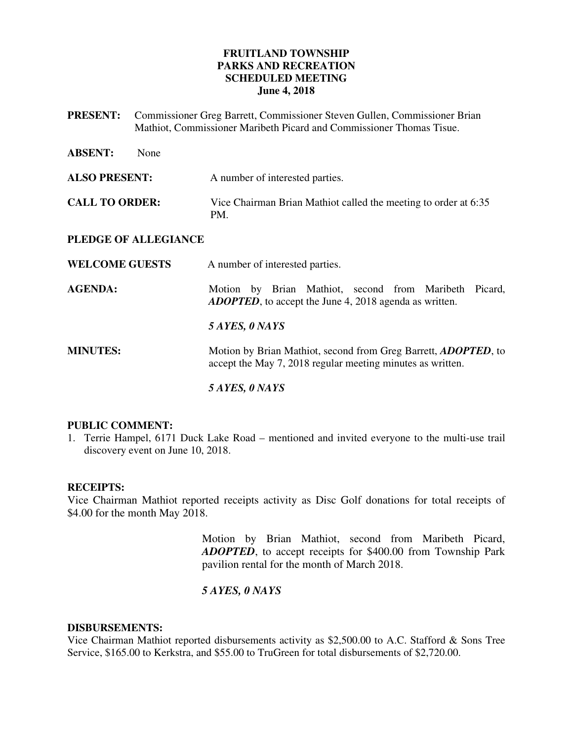# FRUITLAND TOWNSHIP
# PARKS AND RECREATION
# SCHEDULED MEETING
# June 4, 2018

**PRESENT:** Commissioner Greg Barrett, Commissioner Steven Gullen, Commissioner Brian Mathiot, Commissioner Maribeth Picard and Commissioner Thomas Tisue.

**ABSENT:** None

**ALSO PRESENT:** A number of interested parties.

**CALL TO ORDER:** Vice Chairman Brian Mathiot called the meeting to order at 6:35 PM.

**PLEDGE OF ALLEGIANCE**

**WELCOME GUESTS** A number of interested parties.

**AGENDA:** Motion by Brian Mathiot, second from Maribeth Picard, ***ADOPTED***, to accept the June 4, 2018 agenda as written.

***5 AYES, 0 NAYS***

**MINUTES:** Motion by Brian Mathiot, second from Greg Barrett, ***ADOPTED***, to accept the May 7, 2018 regular meeting minutes as written.

***5 AYES, 0 NAYS***

**PUBLIC COMMENT:**

1. Terrie Hampel, 6171 Duck Lake Road – mentioned and invited everyone to the multi-use trail discovery event on June 10, 2018.

**RECEIPTS:**

Vice Chairman Mathiot reported receipts activity as Disc Golf donations for total receipts of $4.00 for the month May 2018.

Motion by Brian Mathiot, second from Maribeth Picard, ***ADOPTED***, to accept receipts for $400.00 from Township Park pavilion rental for the month of March 2018.

***5 AYES, 0 NAYS***

**DISBURSEMENTS:**

Vice Chairman Mathiot reported disbursements activity as $2,500.00 to A.C. Stafford & Sons Tree Service, $165.00 to Kerkstra, and $55.00 to TruGreen for total disbursements of $2,720.00.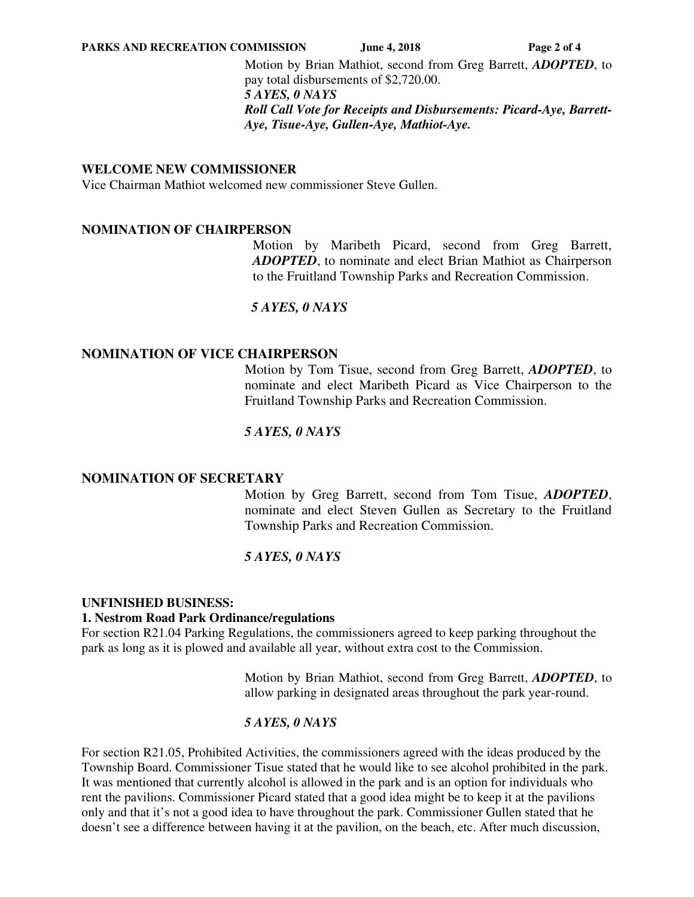Motion by Brian Mathiot, second from Greg Barrett, ***ADOPTED***, to pay total disbursements of $2,720.00.
***5 AYES, 0 NAYS***
***Roll Call Vote for Receipts and Disbursements: Picard-Aye, Barrett-Aye, Tisue-Aye, Gullen-Aye, Mathiot-Aye.***

**WELCOME NEW COMMISSIONER**

Vice Chairman Mathiot welcomed new commissioner Steve Gullen.

**NOMINATION OF CHAIRPERSON**

Motion by Maribeth Picard, second from Greg Barrett, ***ADOPTED***, to nominate and elect Brian Mathiot as Chairperson to the Fruitland Township Parks and Recreation Commission.

***5 AYES, 0 NAYS***

**NOMINATION OF VICE CHAIRPERSON**

Motion by Tom Tisue, second from Greg Barrett, ***ADOPTED***, to nominate and elect Maribeth Picard as Vice Chairperson to the Fruitland Township Parks and Recreation Commission.

***5 AYES, 0 NAYS***

**NOMINATION OF SECRETARY**

Motion by Greg Barrett, second from Tom Tisue, ***ADOPTED***, nominate and elect Steven Gullen as Secretary to the Fruitland Township Parks and Recreation Commission.

***5 AYES, 0 NAYS***

**UNFINISHED BUSINESS:**

**1. Nestrom Road Park Ordinance/regulations**

For section R21.04 Parking Regulations, the commissioners agreed to keep parking throughout the park as long as it is plowed and available all year, without extra cost to the Commission.

Motion by Brian Mathiot, second from Greg Barrett, ***ADOPTED***, to allow parking in designated areas throughout the park year-round.

***5 AYES, 0 NAYS***

For section R21.05, Prohibited Activities, the commissioners agreed with the ideas produced by the Township Board. Commissioner Tisue stated that he would like to see alcohol prohibited in the park. It was mentioned that currently alcohol is allowed in the park and is an option for individuals who rent the pavilions. Commissioner Picard stated that a good idea might be to keep it at the pavilions only and that it's not a good idea to have throughout the park. Commissioner Gullen stated that he doesn't see a difference between having it at the pavilion, on the beach, etc. After much discussion,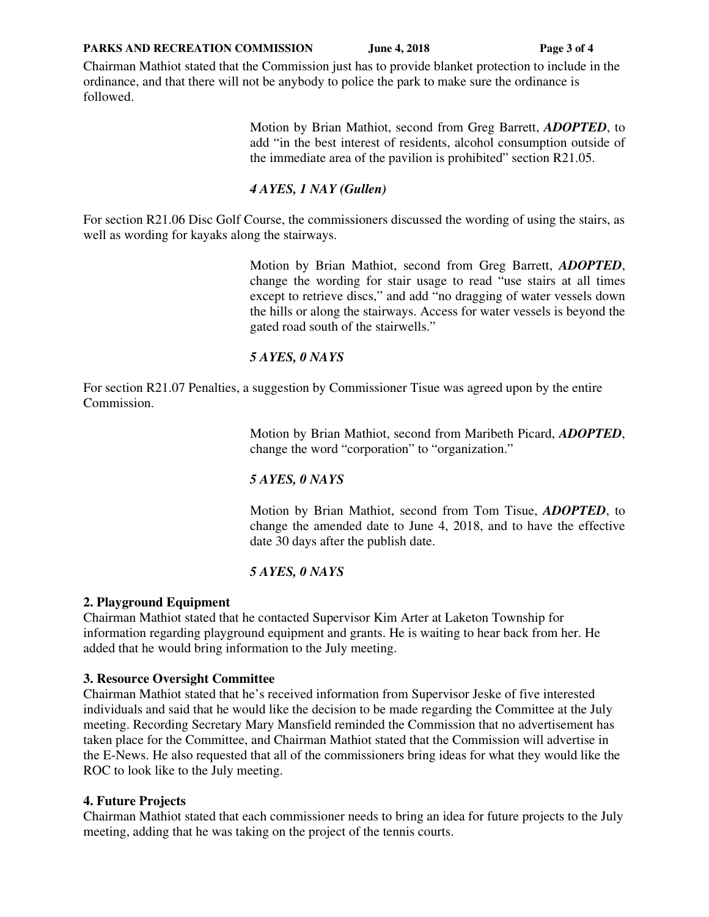Chairman Mathiot stated that the Commission just has to provide blanket protection to include in the ordinance, and that there will not be anybody to police the park to make sure the ordinance is followed.

> Motion by Brian Mathiot, second from Greg Barrett, ***ADOPTED***, to add "in the best interest of residents, alcohol consumption outside of the immediate area of the pavilion is prohibited" section R21.05.
>
> ***4 AYES, 1 NAY (Gullen)***

For section R21.06 Disc Golf Course, the commissioners discussed the wording of using the stairs, as well as wording for kayaks along the stairways.

> Motion by Brian Mathiot, second from Greg Barrett, ***ADOPTED***, change the wording for stair usage to read "use stairs at all times except to retrieve discs," and add "no dragging of water vessels down the hills or along the stairways. Access for water vessels is beyond the gated road south of the stairwells."
>
> ***5 AYES, 0 NAYS***

For section R21.07 Penalties, a suggestion by Commissioner Tisue was agreed upon by the entire Commission.

> Motion by Brian Mathiot, second from Maribeth Picard, ***ADOPTED***, change the word "corporation" to "organization."
>
> ***5 AYES, 0 NAYS***
>
> Motion by Brian Mathiot, second from Tom Tisue, ***ADOPTED***, to change the amended date to June 4, 2018, and to have the effective date 30 days after the publish date.
>
> ***5 AYES, 0 NAYS***

**2. Playground Equipment**

Chairman Mathiot stated that he contacted Supervisor Kim Arter at Laketon Township for information regarding playground equipment and grants. He is waiting to hear back from her. He added that he would bring information to the July meeting.

**3. Resource Oversight Committee**

Chairman Mathiot stated that he's received information from Supervisor Jeske of five interested individuals and said that he would like the decision to be made regarding the Committee at the July meeting. Recording Secretary Mary Mansfield reminded the Commission that no advertisement has taken place for the Committee, and Chairman Mathiot stated that the Commission will advertise in the E-News. He also requested that all of the commissioners bring ideas for what they would like the ROC to look like to the July meeting.

**4. Future Projects**

Chairman Mathiot stated that each commissioner needs to bring an idea for future projects to the July meeting, adding that he was taking on the project of the tennis courts.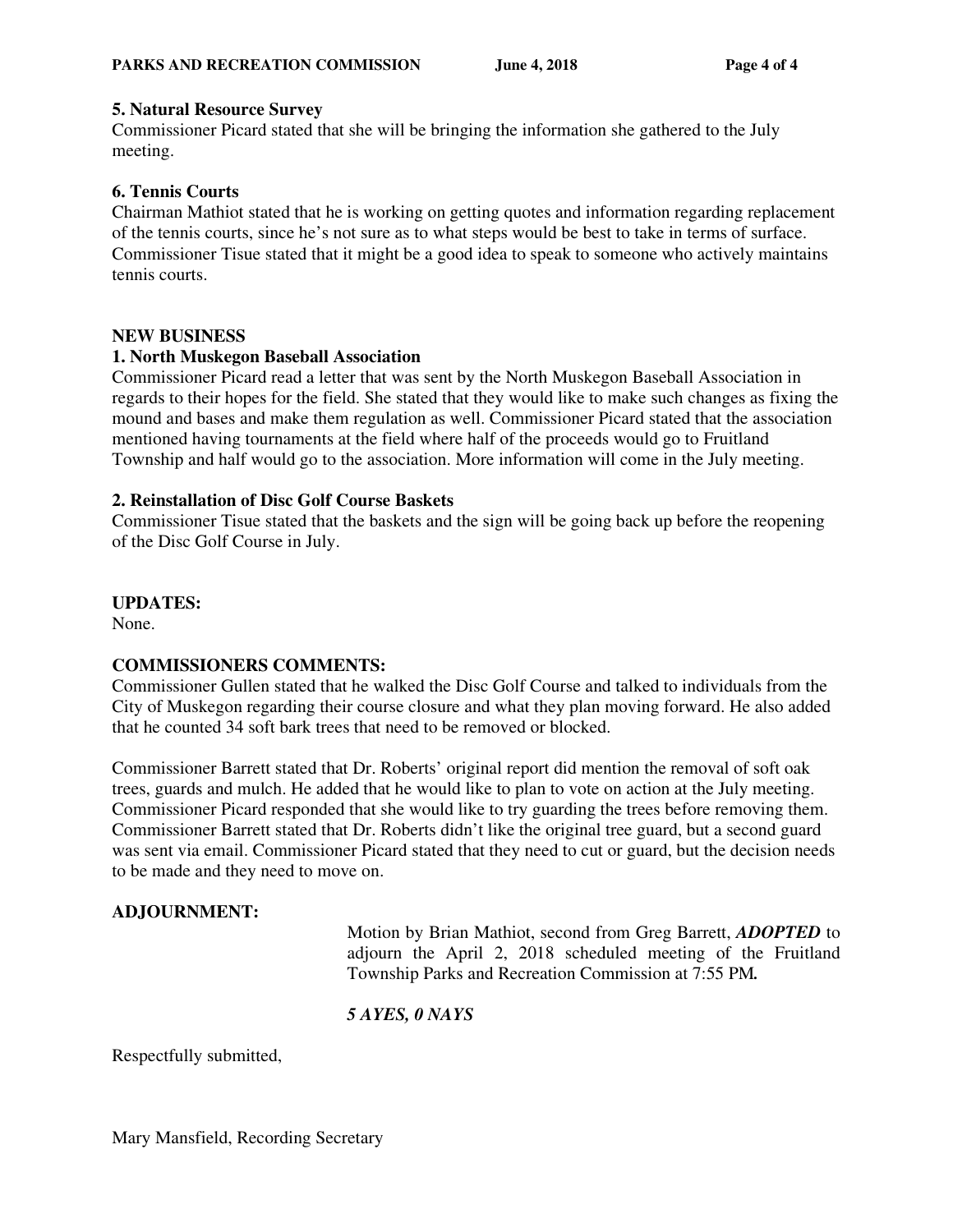**5. Natural Resource Survey**
Commissioner Picard stated that she will be bringing the information she gathered to the July meeting.

**6. Tennis Courts**
Chairman Mathiot stated that he is working on getting quotes and information regarding replacement of the tennis courts, since he's not sure as to what steps would be best to take in terms of surface. Commissioner Tisue stated that it might be a good idea to speak to someone who actively maintains tennis courts.

**NEW BUSINESS**

**1. North Muskegon Baseball Association**
Commissioner Picard read a letter that was sent by the North Muskegon Baseball Association in regards to their hopes for the field. She stated that they would like to make such changes as fixing the mound and bases and make them regulation as well. Commissioner Picard stated that the association mentioned having tournaments at the field where half of the proceeds would go to Fruitland Township and half would go to the association. More information will come in the July meeting.

**2. Reinstallation of Disc Golf Course Baskets**
Commissioner Tisue stated that the baskets and the sign will be going back up before the reopening of the Disc Golf Course in July.

**UPDATES:**
None.

**COMMISSIONERS COMMENTS:**
Commissioner Gullen stated that he walked the Disc Golf Course and talked to individuals from the City of Muskegon regarding their course closure and what they plan moving forward. He also added that he counted 34 soft bark trees that need to be removed or blocked.

Commissioner Barrett stated that Dr. Roberts' original report did mention the removal of soft oak trees, guards and mulch. He added that he would like to plan to vote on action at the July meeting. Commissioner Picard responded that she would like to try guarding the trees before removing them. Commissioner Barrett stated that Dr. Roberts didn't like the original tree guard, but a second guard was sent via email. Commissioner Picard stated that they need to cut or guard, but the decision needs to be made and they need to move on.

**ADJOURNMENT:**

Motion by Brian Mathiot, second from Greg Barrett, ***ADOPTED*** to adjourn the April 2, 2018 scheduled meeting of the Fruitland Township Parks and Recreation Commission at 7:55 PM**.**

***5 AYES, 0 NAYS***

Respectfully submitted,

Mary Mansfield, Recording Secretary